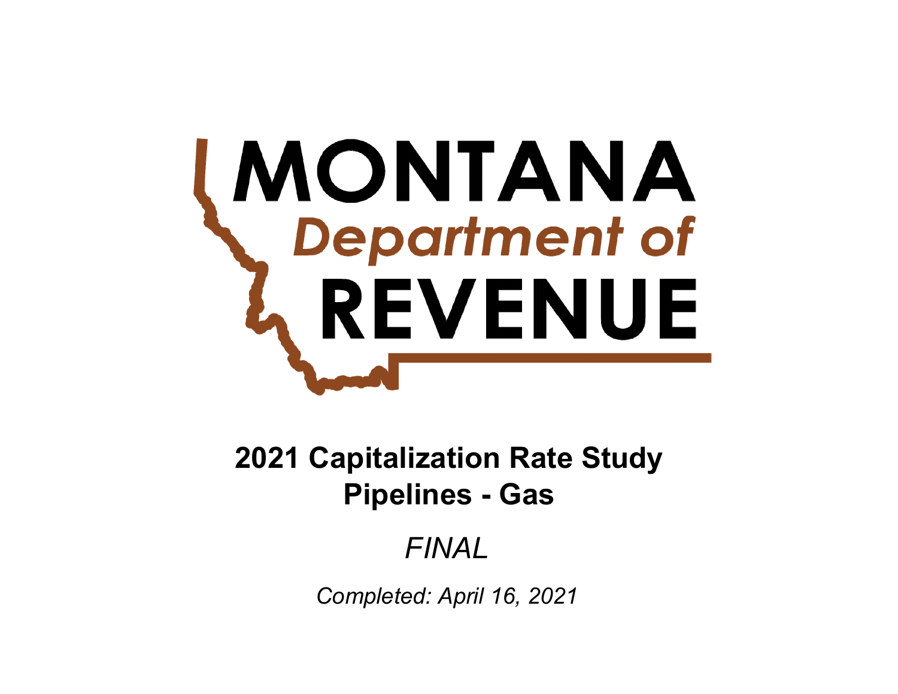MONTANA
*Department of*
REVENUE

# 2021 Capitalization Rate Study
# Pipelines - Gas

*FINAL*

*Completed: April 16, 2021*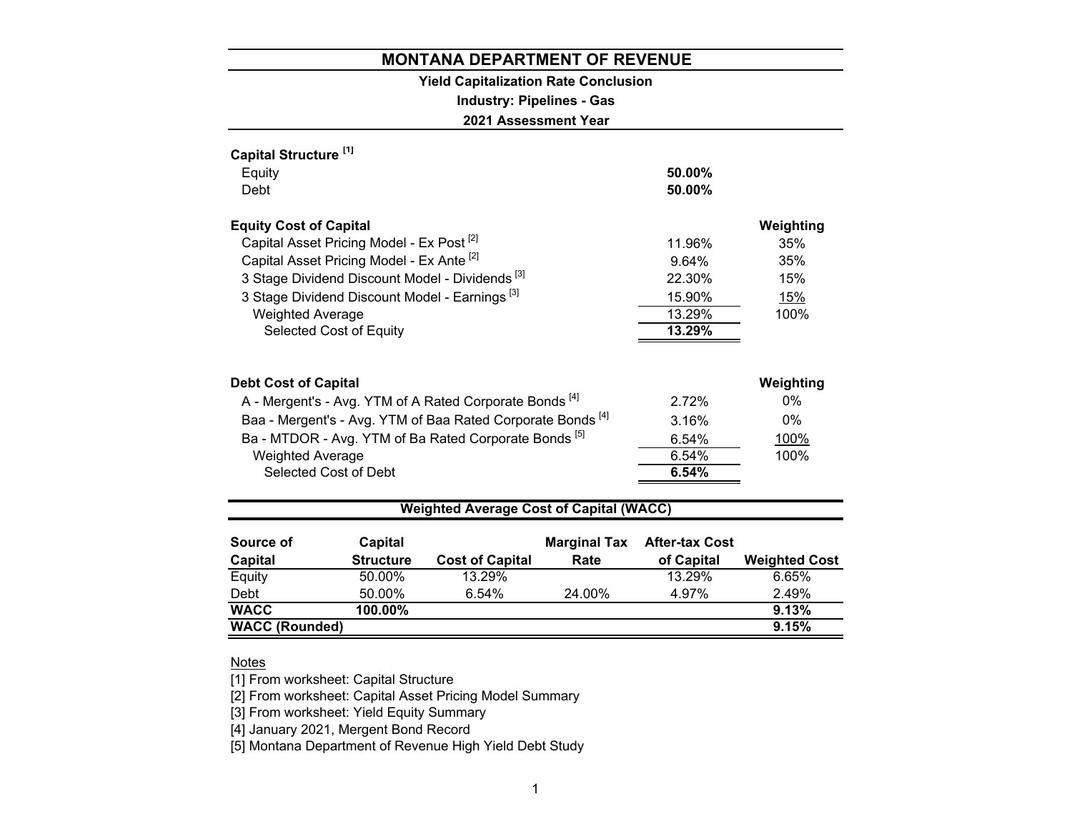# MONTANA DEPARTMENT OF REVENUE

**Yield Capitalization Rate Conclusion**

**Industry: Pipelines - Gas**

**2021 Assessment Year**

| **Capital Structure** [1] | | |
|---|---|---|
| Equity | **50.00%** | |
| Debt | **50.00%** | |

| **Equity Cost of Capital** | | **Weighting** |
|---|---|---|
| Capital Asset Pricing Model - Ex Post [2] | 11.96% | 35% |
| Capital Asset Pricing Model - Ex Ante [2] | 9.64% | 35% |
| 3 Stage Dividend Discount Model - Dividends [3] | 22.30% | 15% |
| 3 Stage Dividend Discount Model - Earnings [3] | 15.90% | 15% |
| Weighted Average | 13.29% | 100% |
| Selected Cost of Equity | **13.29%** | |

| **Debt Cost of Capital** | | **Weighting** |
|---|---|---|
| A - Mergent's - Avg. YTM of A Rated Corporate Bonds [4] | 2.72% | 0% |
| Baa - Mergent's - Avg. YTM of Baa Rated Corporate Bonds [4] | 3.16% | 0% |
| Ba - MTDOR - Avg. YTM of Ba Rated Corporate Bonds [5] | 6.54% | 100% |
| Weighted Average | 6.54% | 100% |
| Selected Cost of Debt | **6.54%** | |

## Weighted Average Cost of Capital (WACC)

| Source of Capital | Capital Structure | Cost of Capital | Marginal Tax Rate | After-tax Cost of Capital | Weighted Cost |
|---|---|---|---|---|---|
| Equity | 50.00% | 13.29% | | 13.29% | 6.65% |
| Debt | 50.00% | 6.54% | 24.00% | 4.97% | 2.49% |
| **WACC** | **100.00%** | | | | **9.13%** |
| **WACC (Rounded)** | | | | | **9.15%** |

Notes

[1] From worksheet: Capital Structure

[2] From worksheet: Capital Asset Pricing Model Summary

[3] From worksheet: Yield Equity Summary

[4] January 2021, Mergent Bond Record

[5] Montana Department of Revenue High Yield Debt Study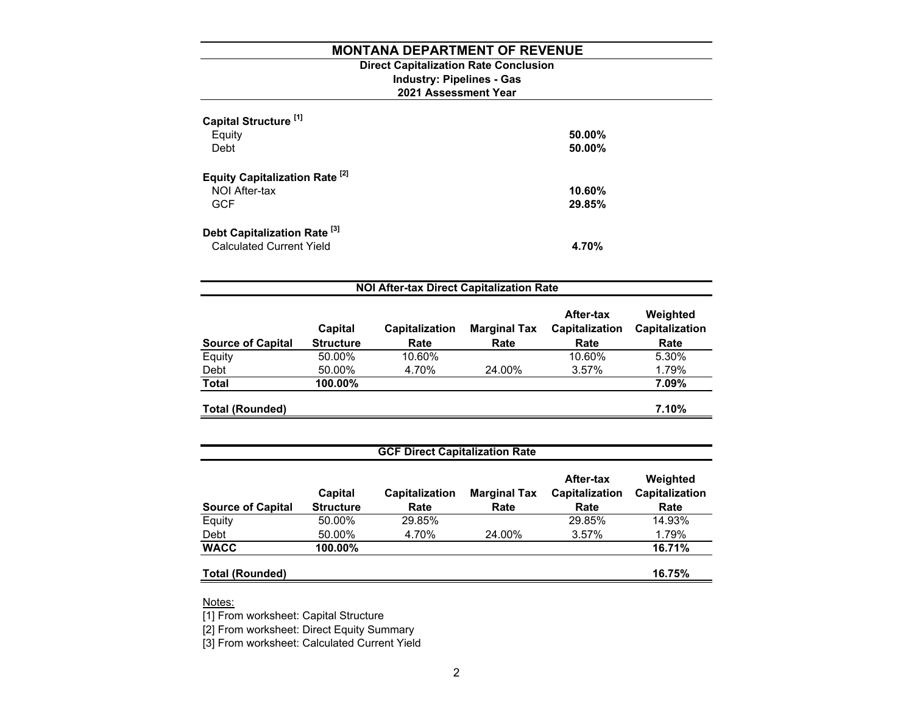# MONTANA DEPARTMENT OF REVENUE

**Direct Capitalization Rate Conclusion**
**Industry: Pipelines - Gas**
**2021 Assessment Year**

**Capital Structure [1]**

| | |
|---|---|
| Equity | **50.00%** |
| Debt | **50.00%** |

**Equity Capitalization Rate [2]**

| | |
|---|---|
| NOI After-tax | **10.60%** |
| GCF | **29.85%** |

**Debt Capitalization Rate [3]**

| | |
|---|---|
| Calculated Current Yield | **4.70%** |

## NOI After-tax Direct Capitalization Rate

| Source of Capital | Capital Structure | Capitalization Rate | Marginal Tax Rate | After-tax Capitalization Rate | Weighted Capitalization Rate |
|---|---|---|---|---|---|
| Equity | 50.00% | 10.60% | | 10.60% | 5.30% |
| Debt | 50.00% | 4.70% | 24.00% | 3.57% | 1.79% |
| **Total** | **100.00%** | | | | **7.09%** |
| **Total (Rounded)** | | | | | **7.10%** |

## GCF Direct Capitalization Rate

| Source of Capital | Capital Structure | Capitalization Rate | Marginal Tax Rate | After-tax Capitalization Rate | Weighted Capitalization Rate |
|---|---|---|---|---|---|
| Equity | 50.00% | 29.85% | | 29.85% | 14.93% |
| Debt | 50.00% | 4.70% | 24.00% | 3.57% | 1.79% |
| **WACC** | **100.00%** | | | | **16.71%** |
| **Total (Rounded)** | | | | | **16.75%** |

Notes:

[1] From worksheet: Capital Structure

[2] From worksheet: Direct Equity Summary

[3] From worksheet: Calculated Current Yield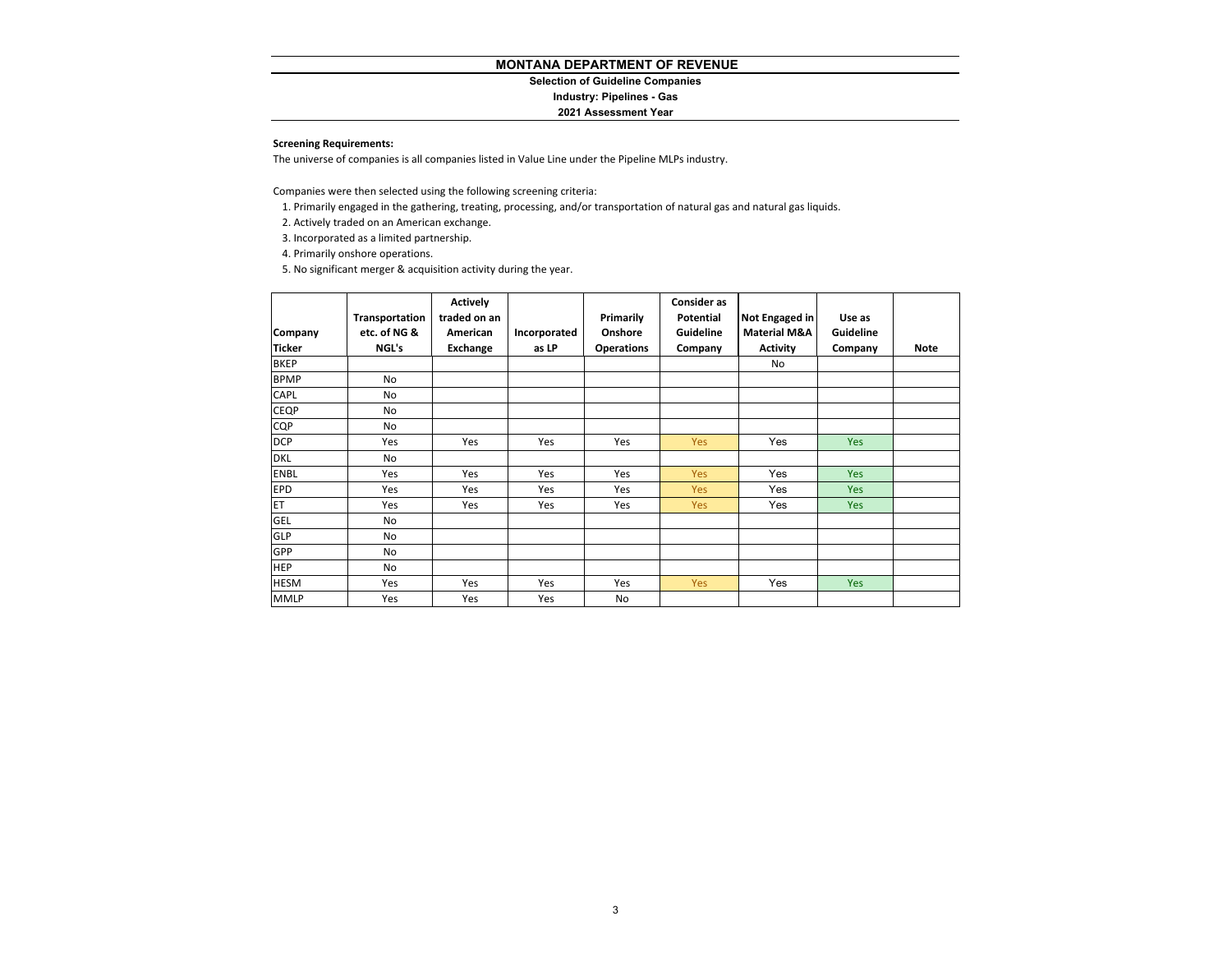# MONTANA DEPARTMENT OF REVENUE

**Selection of Guideline Companies**

**Industry: Pipelines - Gas**

**2021 Assessment Year**

**Screening Requirements:**

The universe of companies is all companies listed in Value Line under the Pipeline MLPs industry.

Companies were then selected using the following screening criteria:

1. Primarily engaged in the gathering, treating, processing, and/or transportation of natural gas and natural gas liquids.
2. Actively traded on an American exchange.
3. Incorporated as a limited partnership.
4. Primarily onshore operations.
5. No significant merger & acquisition activity during the year.

| Company Ticker | Transportation etc. of NG & NGL's | Actively traded on an American Exchange | Incorporated as LP | Primarily Onshore Operations | Consider as Potential Guideline Company | Not Engaged in Material M&A Activity | Use as Guideline Company | Note |
|---|---|---|---|---|---|---|---|---|
| BKEP | | | | | | No | | |
| BPMP | No | | | | | | | |
| CAPL | No | | | | | | | |
| CEQP | No | | | | | | | |
| CQP | No | | | | | | | |
| DCP | Yes | Yes | Yes | Yes | Yes | Yes | Yes | |
| DKL | No | | | | | | | |
| ENBL | Yes | Yes | Yes | Yes | Yes | Yes | Yes | |
| EPD | Yes | Yes | Yes | Yes | Yes | Yes | Yes | |
| ET | Yes | Yes | Yes | Yes | Yes | Yes | Yes | |
| GEL | No | | | | | | | |
| GLP | No | | | | | | | |
| GPP | No | | | | | | | |
| HEP | No | | | | | | | |
| HESM | Yes | Yes | Yes | Yes | Yes | Yes | Yes | |
| MMLP | Yes | Yes | Yes | No | | | | |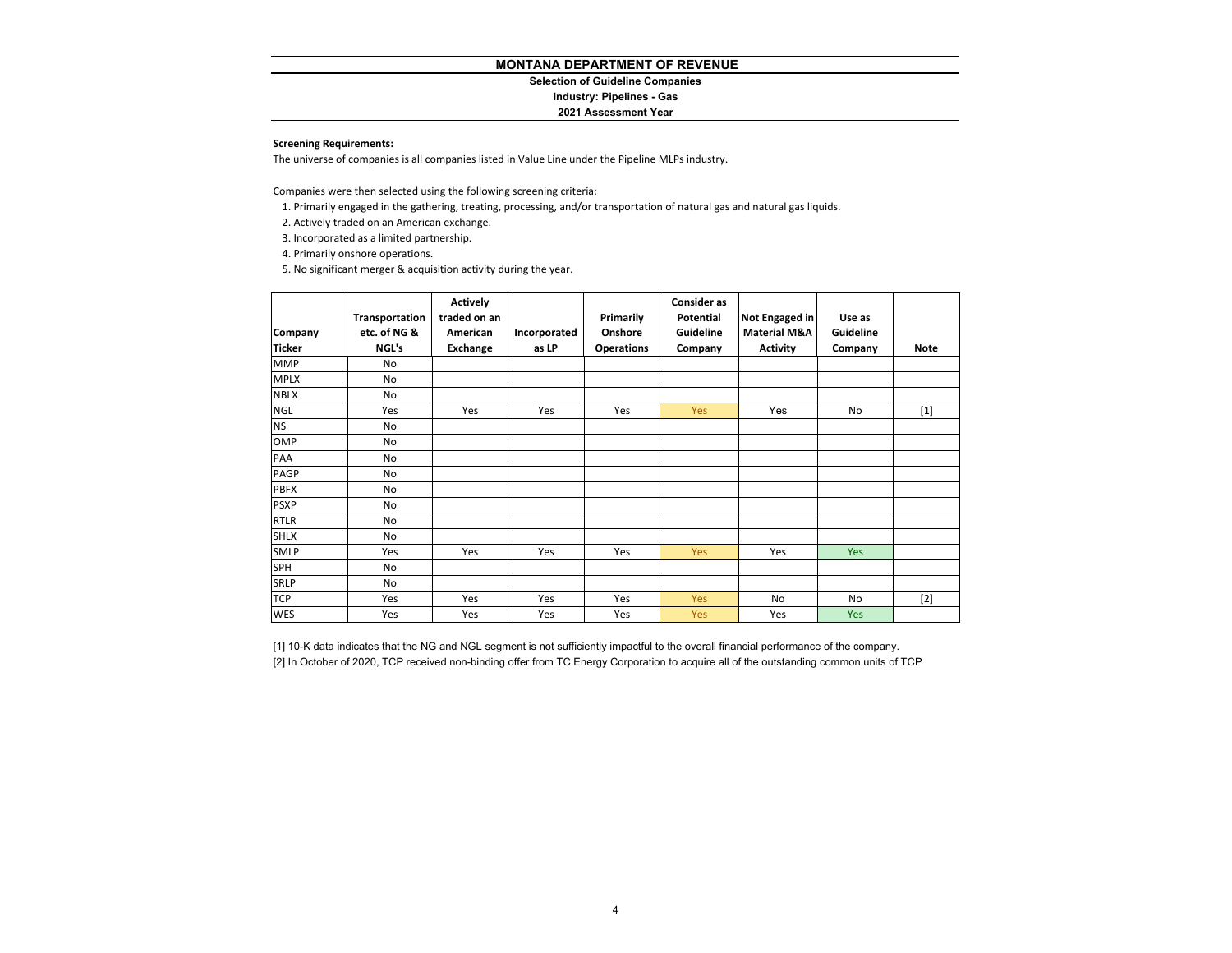# MONTANA DEPARTMENT OF REVENUE

### Selection of Guideline Companies

### Industry: Pipelines - Gas

### 2021 Assessment Year

**Screening Requirements:**

The universe of companies is all companies listed in Value Line under the Pipeline MLPs industry.

Companies were then selected using the following screening criteria:

1. Primarily engaged in the gathering, treating, processing, and/or transportation of natural gas and natural gas liquids.
2. Actively traded on an American exchange.
3. Incorporated as a limited partnership.
4. Primarily onshore operations.
5. No significant merger & acquisition activity during the year.

| Company Ticker | Transportation etc. of NG & NGL's | Actively traded on an American Exchange | Incorporated as LP | Primarily Onshore Operations | Consider as Potential Guideline Company | Not Engaged in Material M&A Activity | Use as Guideline Company | Note |
|---|---|---|---|---|---|---|---|---|
| MMP | No | | | | | | | |
| MPLX | No | | | | | | | |
| NBLX | No | | | | | | | |
| NGL | Yes | Yes | Yes | Yes | Yes | Yes | No | [1] |
| NS | No | | | | | | | |
| OMP | No | | | | | | | |
| PAA | No | | | | | | | |
| PAGP | No | | | | | | | |
| PBFX | No | | | | | | | |
| PSXP | No | | | | | | | |
| RTLR | No | | | | | | | |
| SHLX | No | | | | | | | |
| SMLP | Yes | Yes | Yes | Yes | Yes | Yes | Yes | |
| SPH | No | | | | | | | |
| SRLP | No | | | | | | | |
| TCP | Yes | Yes | Yes | Yes | Yes | No | No | [2] |
| WES | Yes | Yes | Yes | Yes | Yes | Yes | Yes | |

[1] 10-K data indicates that the NG and NGL segment is not sufficiently impactful to the overall financial performance of the company.

[2] In October of 2020, TCP received non-binding offer from TC Energy Corporation to acquire all of the outstanding common units of TCP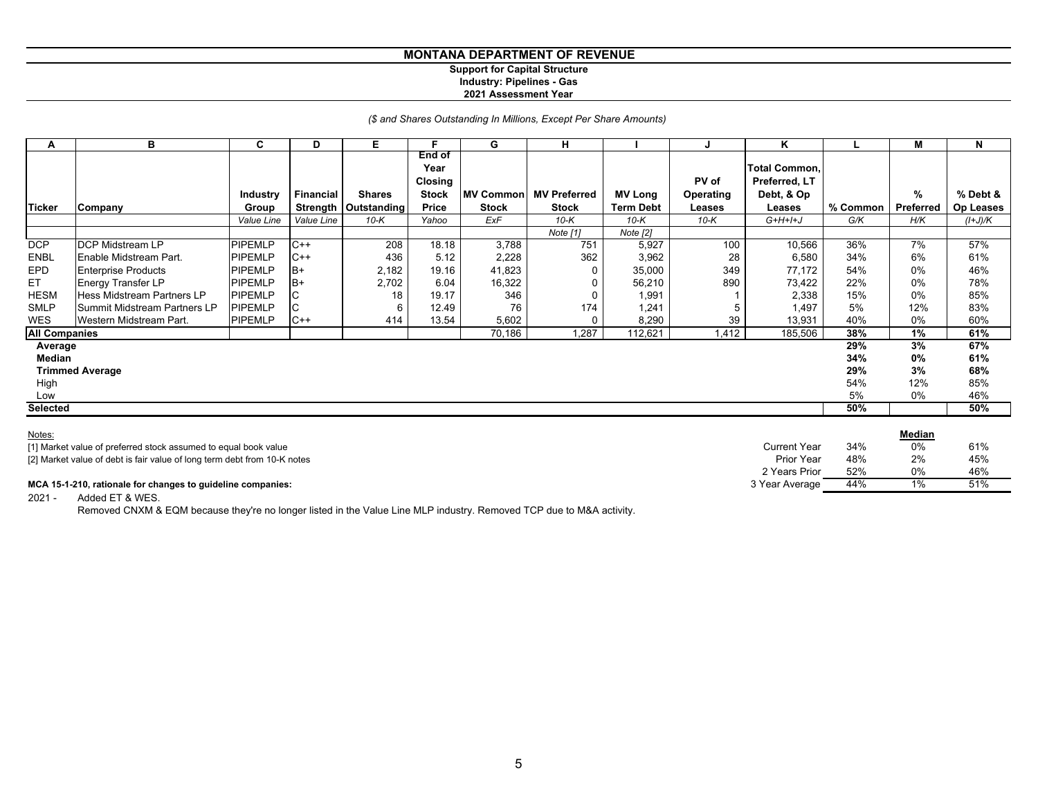# MONTANA DEPARTMENT OF REVENUE

**Support for Capital Structure**
**Industry: Pipelines - Gas**
**2021 Assessment Year**

*($ and Shares Outstanding In Millions, Except Per Share Amounts)*

| A | B | C | D | E | F | G | H | I | J | K | L | M | N |
|---|---|---|---|---|---|---|---|---|---|---|---|---|---|
| Ticker | Company | Industry Group | Financial Strength | Shares Outstanding | End of Year Closing Stock Price | MV Common Stock | MV Preferred Stock | MV Long Term Debt | PV of Operating Leases | Total Common, Preferred, LT Debt, & Op Leases | % Common | % Preferred | % Debt & Op Leases |
| | | *Value Line* | *Value Line* | *10-K* | *Yahoo* | *ExF* | *10-K* | *10-K* | *10-K* | *G+H+I+J* | *G/K* | *H/K* | *(I+J)/K* |
| | | | | | | | *Note [1]* | *Note [2]* | | | | | |
| DCP | DCP Midstream LP | PIPEMLP | C++ | 208 | 18.18 | 3,788 | 751 | 5,927 | 100 | 10,566 | 36% | 7% | 57% |
| ENBL | Enable Midstream Part. | PIPEMLP | C++ | 436 | 5.12 | 2,228 | 362 | 3,962 | 28 | 6,580 | 34% | 6% | 61% |
| EPD | Enterprise Products | PIPEMLP | B+ | 2,182 | 19.16 | 41,823 | 0 | 35,000 | 349 | 77,172 | 54% | 0% | 46% |
| ET | Energy Transfer LP | PIPEMLP | B+ | 2,702 | 6.04 | 16,322 | 0 | 56,210 | 890 | 73,422 | 22% | 0% | 78% |
| HESM | Hess Midstream Partners LP | PIPEMLP | C | 18 | 19.17 | 346 | 0 | 1,991 | 1 | 2,338 | 15% | 0% | 85% |
| SMLP | Summit Midstream Partners LP | PIPEMLP | C | 6 | 12.49 | 76 | 174 | 1,241 | 5 | 1,497 | 5% | 12% | 83% |
| WES | Western Midstream Part. | PIPEMLP | C++ | 414 | 13.54 | 5,602 | 0 | 8,290 | 39 | 13,931 | 40% | 0% | 60% |
| **All Companies** | | | | | | 70,186 | 1,287 | 112,621 | 1,412 | 185,506 | **38%** | **1%** | **61%** |
| **Average** | | | | | | | | | | | **29%** | **3%** | **67%** |
| **Median** | | | | | | | | | | | **34%** | **0%** | **61%** |
| **Trimmed Average** | | | | | | | | | | | **29%** | **3%** | **68%** |
| High | | | | | | | | | | | 54% | 12% | 85% |
| Low | | | | | | | | | | | 5% | 0% | 46% |
| **Selected** | | | | | | | | | | | **50%** | | **50%** |

Notes:

[1] Market value of preferred stock assumed to equal book value

[2] Market value of debt is fair value of long term debt from 10-K notes

| | | **Median** | |
|---|---|---|---|
| Current Year | 34% | 0% | 61% |
| Prior Year | 48% | 2% | 45% |
| 2 Years Prior | 52% | 0% | 46% |
| 3 Year Average | 44% | 1% | 51% |

**MCA 15-1-210, rationale for changes to guideline companies:**

2021 - Added ET & WES.
Removed CNXM & EQM because they're no longer listed in the Value Line MLP industry. Removed TCP due to M&A activity.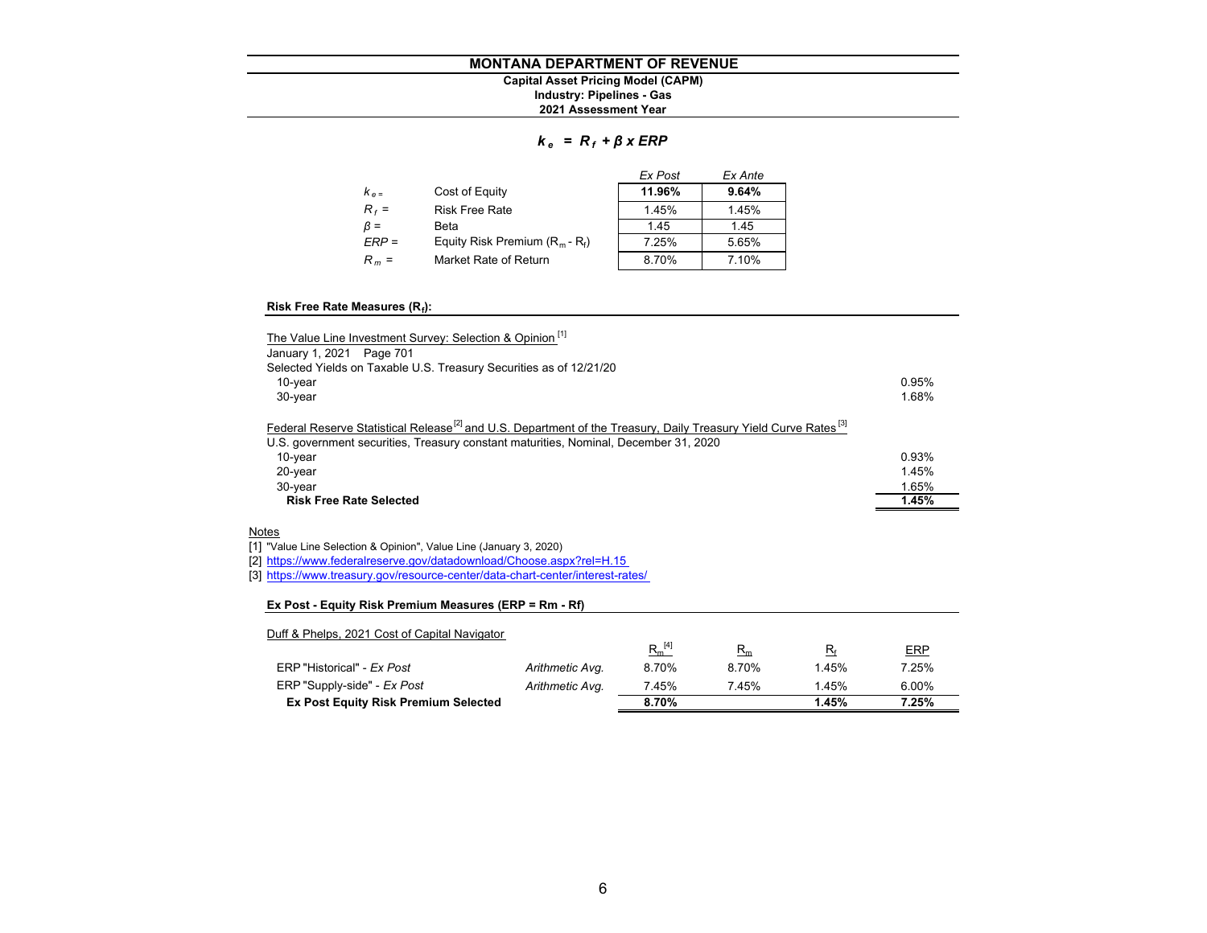# MONTANA DEPARTMENT OF REVENUE

**Capital Asset Pricing Model (CAPM)**
**Industry: Pipelines - Gas**
**2021 Assessment Year**

$$k_e = R_f + \beta \times ERP$$

| | | *Ex Post* | *Ex Ante* |
|---|---|---|---|
| $k_e$ = | Cost of Equity | **11.96%** | **9.64%** |
| $R_f$ = | Risk Free Rate | 1.45% | 1.45% |
| $\beta$ = | Beta | 1.45 | 1.45 |
| $ERP$ = | Equity Risk Premium ($R_m$ - $R_f$) | 7.25% | 5.65% |
| $R_m$ = | Market Rate of Return | 8.70% | 7.10% |

**Risk Free Rate Measures ($R_f$):**

The Value Line Investment Survey: Selection & Opinion [1]
January 1, 2021 Page 701
Selected Yields on Taxable U.S. Treasury Securities as of 12/21/20

| | |
|---|---|
| 10-year | 0.95% |
| 30-year | 1.68% |

Federal Reserve Statistical Release [2] and U.S. Department of the Treasury, Daily Treasury Yield Curve Rates [3]
U.S. government securities, Treasury constant maturities, Nominal, December 31, 2020

| | |
|---|---|
| 10-year | 0.93% |
| 20-year | 1.45% |
| 30-year | 1.65% |
| **Risk Free Rate Selected** | **1.45%** |

Notes
[1] "Value Line Selection & Opinion", Value Line (January 3, 2020)
[2] https://www.federalreserve.gov/datadownload/Choose.aspx?rel=H.15
[3] https://www.treasury.gov/resource-center/data-chart-center/interest-rates/

**Ex Post - Equity Risk Premium Measures (ERP = Rm - Rf)**

Duff & Phelps, 2021 Cost of Capital Navigator

| | | $R_m$ [4] | $R_m$ | $R_f$ | ERP |
|---|---|---|---|---|---|
| ERP "Historical" - *Ex Post* | *Arithmetic Avg.* | 8.70% | 8.70% | 1.45% | 7.25% |
| ERP "Supply-side" - *Ex Post* | *Arithmetic Avg.* | 7.45% | 7.45% | 1.45% | 6.00% |
| **Ex Post Equity Risk Premium Selected** | | **8.70%** | | **1.45%** | **7.25%** |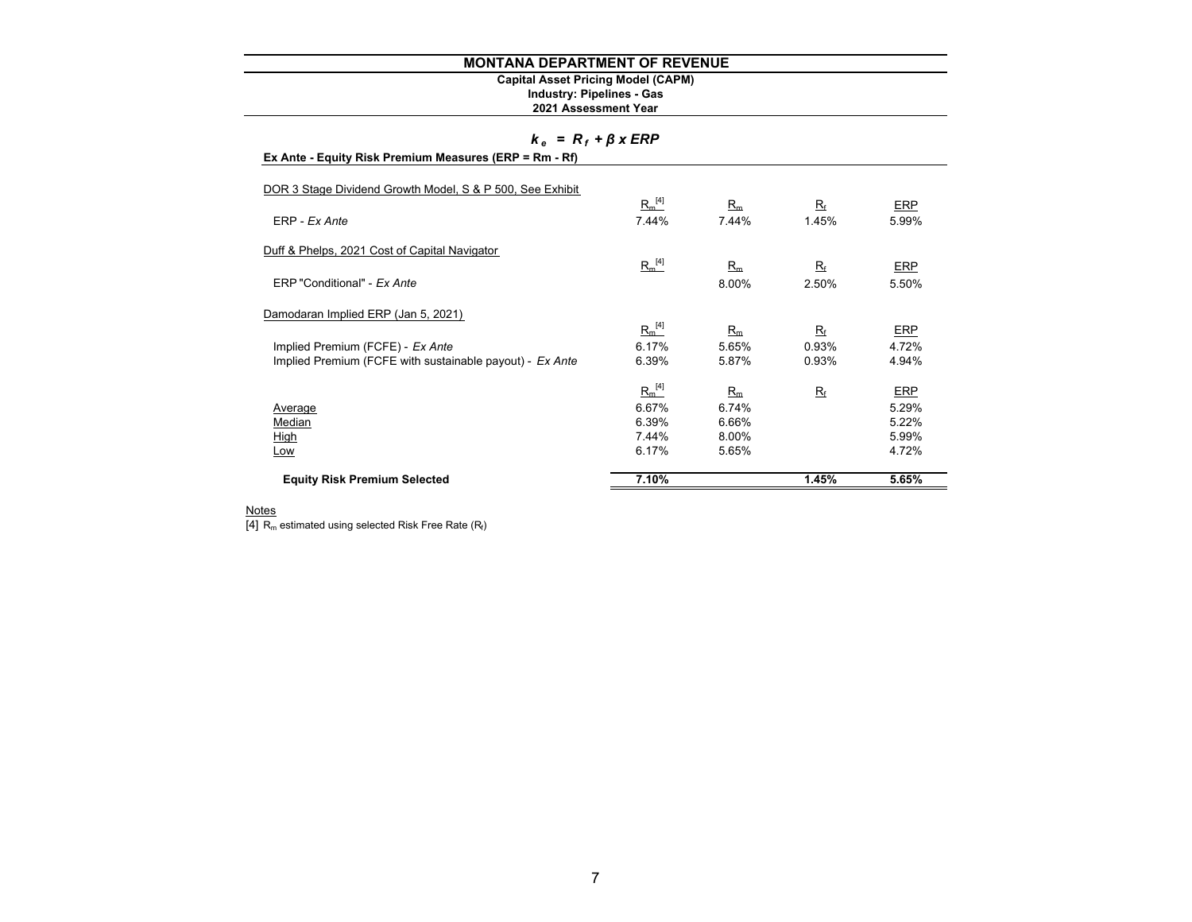# MONTANA DEPARTMENT OF REVENUE

**Capital Asset Pricing Model (CAPM)**
**Industry: Pipelines - Gas**
**2021 Assessment Year**

$$k_e = R_f + \beta \times ERP$$

**Ex Ante - Equity Risk Premium Measures (ERP = Rm - Rf)**

| | $R_m$ [4] | $R_m$ | $R_f$ | ERP |
|---|---|---|---|---|
| DOR 3 Stage Dividend Growth Model, S & P 500, See Exhibit | | | | |
| ERP - *Ex Ante* | 7.44% | 7.44% | 1.45% | 5.99% |
| Duff & Phelps, 2021 Cost of Capital Navigator | | | | |
| ERP "Conditional" - *Ex Ante* | | 8.00% | 2.50% | 5.50% |
| Damodaran Implied ERP (Jan 5, 2021) | | | | |
| Implied Premium (FCFE) - *Ex Ante* | 6.17% | 5.65% | 0.93% | 4.72% |
| Implied Premium (FCFE with sustainable payout) - *Ex Ante* | 6.39% | 5.87% | 0.93% | 4.94% |
| Average | 6.67% | 6.74% | | 5.29% |
| Median | 6.39% | 6.66% | | 5.22% |
| High | 7.44% | 8.00% | | 5.99% |
| Low | 6.17% | 5.65% | | 4.72% |
| **Equity Risk Premium Selected** | **7.10%** | | **1.45%** | **5.65%** |

Notes

[4] $R_m$ estimated using selected Risk Free Rate ($R_f$)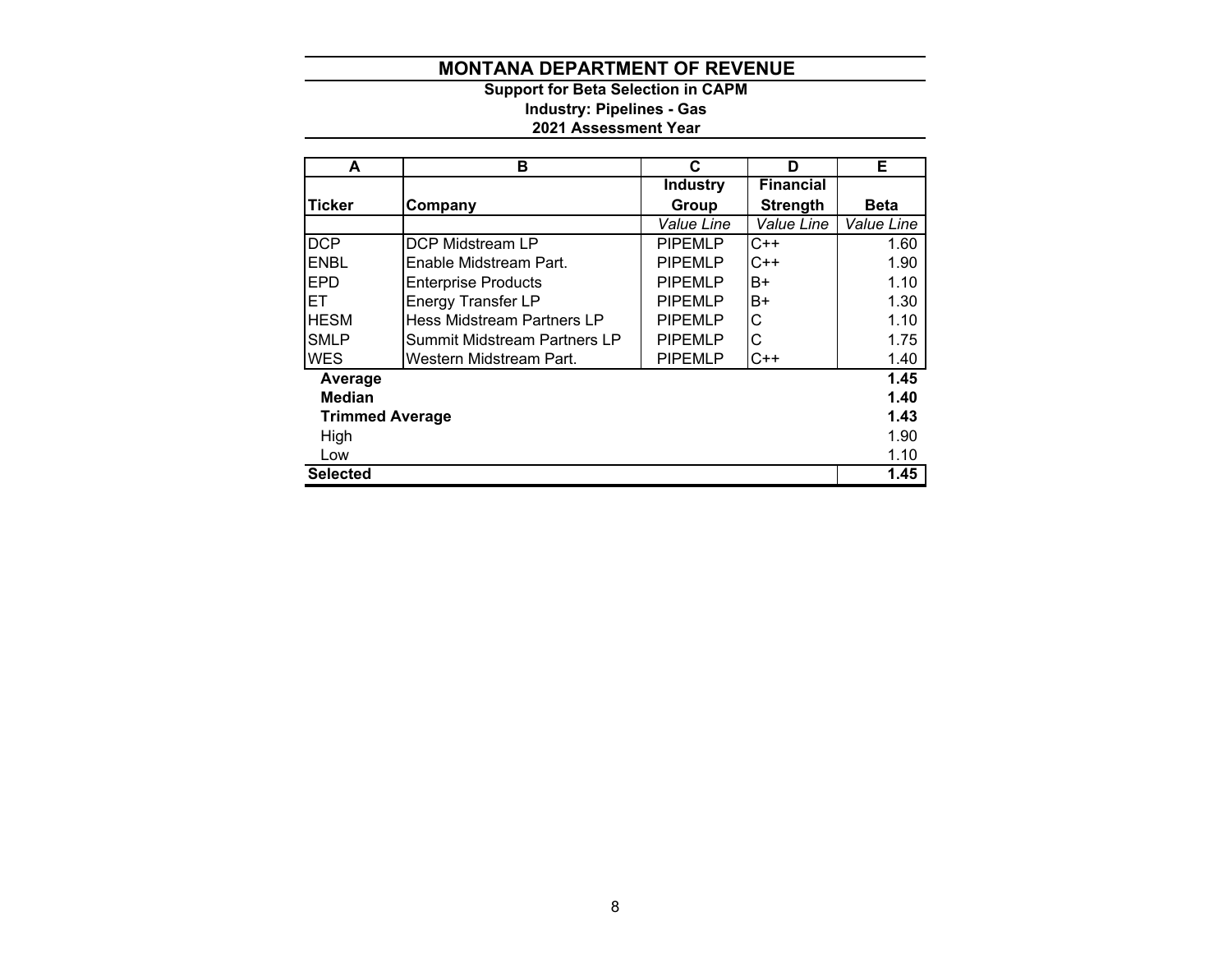# MONTANA DEPARTMENT OF REVENUE

**Support for Beta Selection in CAPM**
**Industry: Pipelines - Gas**
**2021 Assessment Year**

| A | B | C | D | E |
|---|---|---|---|---|
| **Ticker** | **Company** | **Industry Group** | **Financial Strength** | **Beta** |
| | | *Value Line* | *Value Line* | *Value Line* |
| DCP | DCP Midstream LP | PIPEMLP | C++ | 1.60 |
| ENBL | Enable Midstream Part. | PIPEMLP | C++ | 1.90 |
| EPD | Enterprise Products | PIPEMLP | B+ | 1.10 |
| ET | Energy Transfer LP | PIPEMLP | B+ | 1.30 |
| HESM | Hess Midstream Partners LP | PIPEMLP | C | 1.10 |
| SMLP | Summit Midstream Partners LP | PIPEMLP | C | 1.75 |
| WES | Western Midstream Part. | PIPEMLP | C++ | 1.40 |
| **Average** | | | | **1.45** |
| **Median** | | | | **1.40** |
| **Trimmed Average** | | | | **1.43** |
| High | | | | 1.90 |
| Low | | | | 1.10 |
| **Selected** | | | | **1.45** |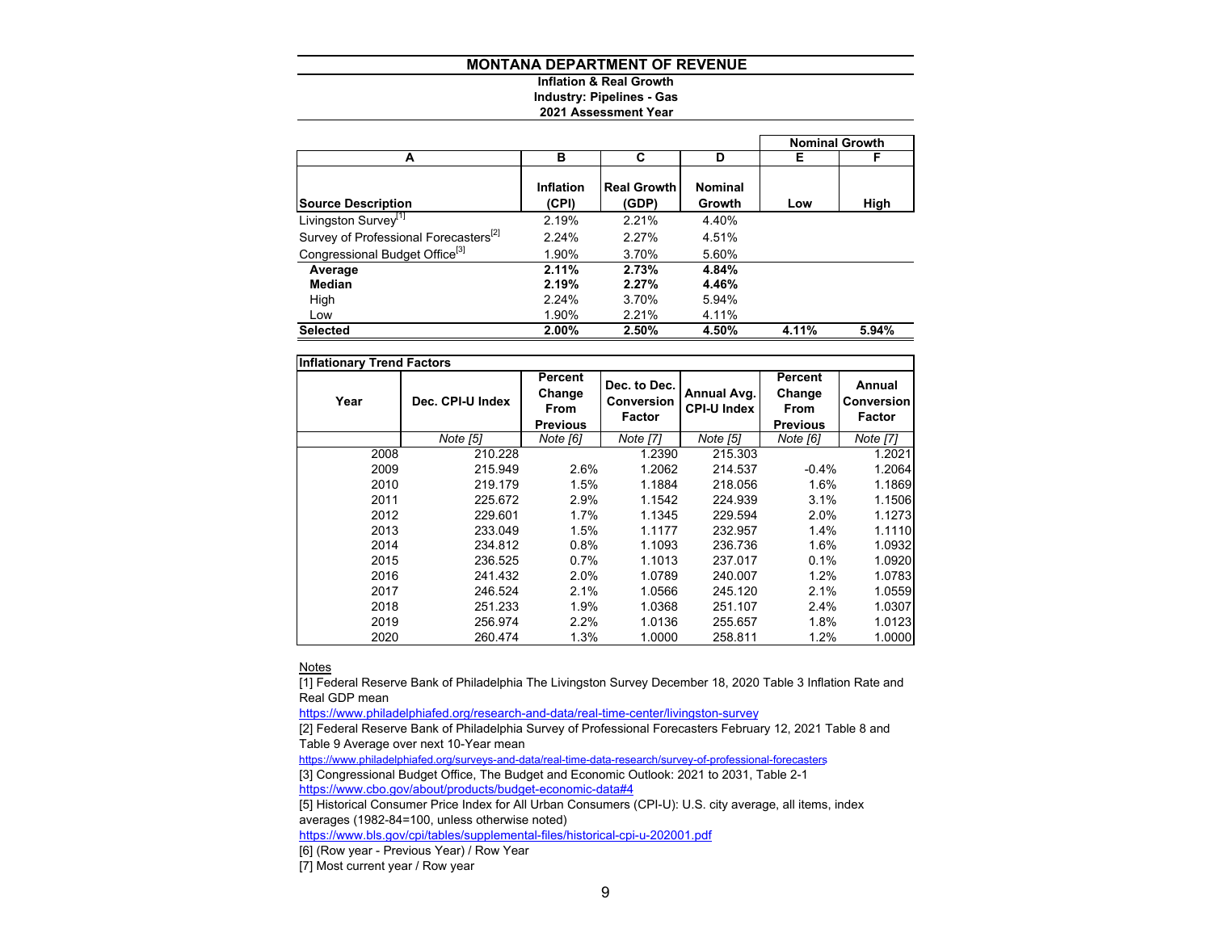# MONTANA DEPARTMENT OF REVENUE

**Inflation & Real Growth**
**Industry: Pipelines - Gas**
**2021 Assessment Year**

| A | B | C | D | E | F |
|---|---|---|---|---|---|
| | | | | **Nominal Growth** | |
| **Source Description** | **Inflation (CPI)** | **Real Growth (GDP)** | **Nominal Growth** | **Low** | **High** |
| Livingston Survey[1] | 2.19% | 2.21% | 4.40% | | |
| Survey of Professional Forecasters[2] | 2.24% | 2.27% | 4.51% | | |
| Congressional Budget Office[3] | 1.90% | 3.70% | 5.60% | | |
| **Average** | **2.11%** | **2.73%** | **4.84%** | | |
| **Median** | **2.19%** | **2.27%** | **4.46%** | | |
| High | 2.24% | 3.70% | 5.94% | | |
| Low | 1.90% | 2.21% | 4.11% | | |
| **Selected** | **2.00%** | **2.50%** | **4.50%** | **4.11%** | **5.94%** |

**Inflationary Trend Factors**

| Year | Dec. CPI-U Index | Percent Change From Previous | Dec. to Dec. Conversion Factor | Annual Avg. CPI-U Index | Percent Change From Previous | Annual Conversion Factor |
|---|---|---|---|---|---|---|
| | *Note [5]* | *Note [6]* | *Note [7]* | *Note [5]* | *Note [6]* | *Note [7]* |
| 2008 | 210.228 | | 1.2390 | 215.303 | | 1.2021 |
| 2009 | 215.949 | 2.6% | 1.2062 | 214.537 | -0.4% | 1.2064 |
| 2010 | 219.179 | 1.5% | 1.1884 | 218.056 | 1.6% | 1.1869 |
| 2011 | 225.672 | 2.9% | 1.1542 | 224.939 | 3.1% | 1.1506 |
| 2012 | 229.601 | 1.7% | 1.1345 | 229.594 | 2.0% | 1.1273 |
| 2013 | 233.049 | 1.5% | 1.1177 | 232.957 | 1.4% | 1.1110 |
| 2014 | 234.812 | 0.8% | 1.1093 | 236.736 | 1.6% | 1.0932 |
| 2015 | 236.525 | 0.7% | 1.1013 | 237.017 | 0.1% | 1.0920 |
| 2016 | 241.432 | 2.0% | 1.0789 | 240.007 | 1.2% | 1.0783 |
| 2017 | 246.524 | 2.1% | 1.0566 | 245.120 | 2.1% | 1.0559 |
| 2018 | 251.233 | 1.9% | 1.0368 | 251.107 | 2.4% | 1.0307 |
| 2019 | 256.974 | 2.2% | 1.0136 | 255.657 | 1.8% | 1.0123 |
| 2020 | 260.474 | 1.3% | 1.0000 | 258.811 | 1.2% | 1.0000 |

Notes

[1] Federal Reserve Bank of Philadelphia The Livingston Survey December 18, 2020 Table 3 Inflation Rate and Real GDP mean
https://www.philadelphiafed.org/research-and-data/real-time-center/livingston-survey

[2] Federal Reserve Bank of Philadelphia Survey of Professional Forecasters February 12, 2021 Table 8 and Table 9 Average over next 10-Year mean
https://www.philadelphiafed.org/surveys-and-data/real-time-data-research/survey-of-professional-forecasters

[3] Congressional Budget Office, The Budget and Economic Outlook: 2021 to 2031, Table 2-1
https://www.cbo.gov/about/products/budget-economic-data#4

[5] Historical Consumer Price Index for All Urban Consumers (CPI-U): U.S. city average, all items, index averages (1982-84=100, unless otherwise noted)
https://www.bls.gov/cpi/tables/supplemental-files/historical-cpi-u-202001.pdf

[6] (Row year - Previous Year) / Row Year

[7] Most current year / Row year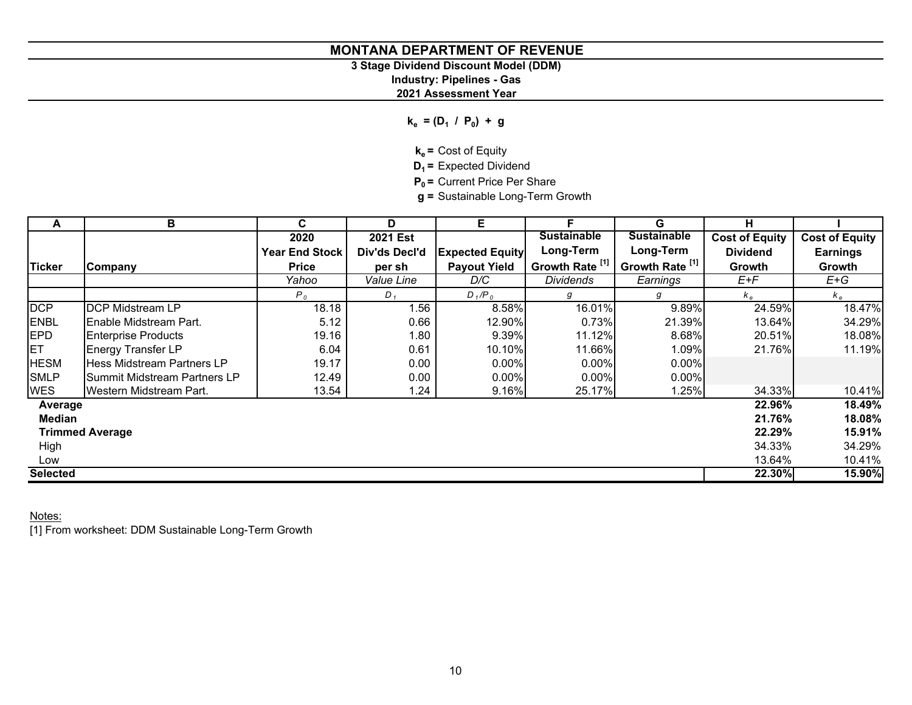# MONTANA DEPARTMENT OF REVENUE

**3 Stage Dividend Discount Model (DDM)**

**Industry: Pipelines - Gas**

**2021 Assessment Year**

$$k_e = (D_1 / P_0) + g$$

**$k_e$ =** Cost of Equity
**$D_1$ =** Expected Dividend
**$P_0$ =** Current Price Per Share
**g =** Sustainable Long-Term Growth

| A | B | C | D | E | F | G | H | I |
|---|---|---|---|---|---|---|---|---|
| **Ticker** | **Company** | **2020 Year End Stock Price** | **2021 Est Div'ds Decl'd per sh** | **Expected Equity Payout Yield** | **Sustainable Long-Term Growth Rate [1]** | **Sustainable Long-Term Growth Rate [1]** | **Cost of Equity Dividend Growth** | **Cost of Equity Earnings Growth** |
| | | *Yahoo* | *Value Line* | *D/C* | *Dividends* | *Earnings* | *E+F* | *E+G* |
| | | $P_0$ | $D_1$ | $D_1/P_0$ | $g$ | $g$ | $k_e$ | $k_e$ |
| DCP | DCP Midstream LP | 18.18 | 1.56 | 8.58% | 16.01% | 9.89% | 24.59% | 18.47% |
| ENBL | Enable Midstream Part. | 5.12 | 0.66 | 12.90% | 0.73% | 21.39% | 13.64% | 34.29% |
| EPD | Enterprise Products | 19.16 | 1.80 | 9.39% | 11.12% | 8.68% | 20.51% | 18.08% |
| ET | Energy Transfer LP | 6.04 | 0.61 | 10.10% | 11.66% | 1.09% | 21.76% | 11.19% |
| HESM | Hess Midstream Partners LP | 19.17 | 0.00 | 0.00% | 0.00% | 0.00% | | |
| SMLP | Summit Midstream Partners LP | 12.49 | 0.00 | 0.00% | 0.00% | 0.00% | | |
| WES | Western Midstream Part. | 13.54 | 1.24 | 9.16% | 25.17% | 1.25% | 34.33% | 10.41% |
| **Average** | | | | | | | **22.96%** | **18.49%** |
| **Median** | | | | | | | **21.76%** | **18.08%** |
| **Trimmed Average** | | | | | | | **22.29%** | **15.91%** |
| High | | | | | | | 34.33% | 34.29% |
| Low | | | | | | | 13.64% | 10.41% |
| **Selected** | | | | | | | **22.30%** | **15.90%** |

Notes:
[1] From worksheet: DDM Sustainable Long-Term Growth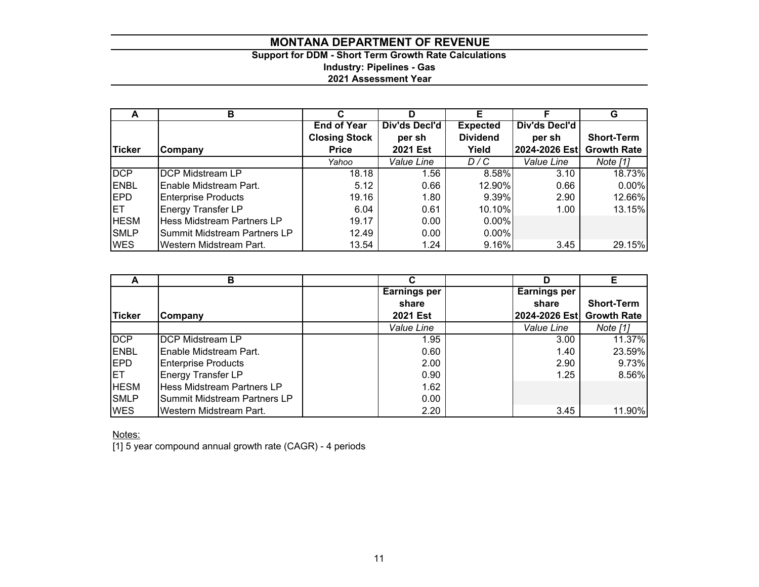# MONTANA DEPARTMENT OF REVENUE

**Support for DDM - Short Term Growth Rate Calculations**

**Industry: Pipelines - Gas**

**2021 Assessment Year**

| A | B | C | D | E | F | G |
|---|---|---|---|---|---|---|
| **Ticker** | **Company** | **End of Year Closing Stock Price** | **Div'ds Decl'd per sh 2021 Est** | **Expected Dividend Yield** | **Div'ds Decl'd per sh 2024-2026 Est** | **Short-Term Growth Rate** |
| | | *Yahoo* | *Value Line* | *D / C* | *Value Line* | *Note [1]* |
| DCP | DCP Midstream LP | 18.18 | 1.56 | 8.58% | 3.10 | 18.73% |
| ENBL | Enable Midstream Part. | 5.12 | 0.66 | 12.90% | 0.66 | 0.00% |
| EPD | Enterprise Products | 19.16 | 1.80 | 9.39% | 2.90 | 12.66% |
| ET | Energy Transfer LP | 6.04 | 0.61 | 10.10% | 1.00 | 13.15% |
| HESM | Hess Midstream Partners LP | 19.17 | 0.00 | 0.00% | | |
| SMLP | Summit Midstream Partners LP | 12.49 | 0.00 | 0.00% | | |
| WES | Western Midstream Part. | 13.54 | 1.24 | 9.16% | 3.45 | 29.15% |

| A | B | C | D | E |
|---|---|---|---|---|
| **Ticker** | **Company** | **Earnings per share 2021 Est** | **Earnings per share 2024-2026 Est** | **Short-Term Growth Rate** |
| | | *Value Line* | *Value Line* | *Note [1]* |
| DCP | DCP Midstream LP | 1.95 | 3.00 | 11.37% |
| ENBL | Enable Midstream Part. | 0.60 | 1.40 | 23.59% |
| EPD | Enterprise Products | 2.00 | 2.90 | 9.73% |
| ET | Energy Transfer LP | 0.90 | 1.25 | 8.56% |
| HESM | Hess Midstream Partners LP | 1.62 | | |
| SMLP | Summit Midstream Partners LP | 0.00 | | |
| WES | Western Midstream Part. | 2.20 | 3.45 | 11.90% |

Notes:

[1] 5 year compound annual growth rate (CAGR) - 4 periods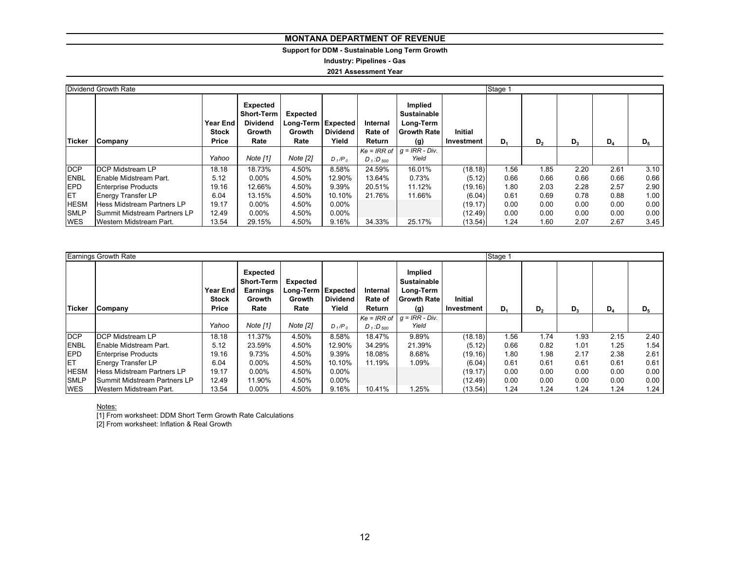# MONTANA DEPARTMENT OF REVENUE

**Support for DDM - Sustainable Long Term Growth**

**Industry: Pipelines - Gas**

**2021 Assessment Year**

| Dividend Growth Rate | | | | | | | | | Stage 1 | | | | |
|---|---|---|---|---|---|---|---|---|---|---|---|---|---|
| **Ticker** | **Company** | **Year End Stock Price** | **Expected Short-Term Dividend Growth Rate** | **Expected Long-Term Growth Rate** | **Expected Dividend Yield** | **Internal Rate of Return** | **Implied Sustainable Long-Term Growth Rate (g)** | **Initial Investment** | **$D_1$** | **$D_2$** | **$D_3$** | **$D_4$** | **$D_5$** |
| | | *Yahoo* | *Note [1]* | *Note [2]* | $D_1/P_0$ | *Ke = IRR of* $D_1:D_{500}$ | *g = IRR - Div. Yield* | | | | | | |
| DCP | DCP Midstream LP | 18.18 | 18.73% | 4.50% | 8.58% | 24.59% | 16.01% | (18.18) | 1.56 | 1.85 | 2.20 | 2.61 | 3.10 |
| ENBL | Enable Midstream Part. | 5.12 | 0.00% | 4.50% | 12.90% | 13.64% | 0.73% | (5.12) | 0.66 | 0.66 | 0.66 | 0.66 | 0.66 |
| EPD | Enterprise Products | 19.16 | 12.66% | 4.50% | 9.39% | 20.51% | 11.12% | (19.16) | 1.80 | 2.03 | 2.28 | 2.57 | 2.90 |
| ET | Energy Transfer LP | 6.04 | 13.15% | 4.50% | 10.10% | 21.76% | 11.66% | (6.04) | 0.61 | 0.69 | 0.78 | 0.88 | 1.00 |
| HESM | Hess Midstream Partners LP | 19.17 | 0.00% | 4.50% | 0.00% | | | (19.17) | 0.00 | 0.00 | 0.00 | 0.00 | 0.00 |
| SMLP | Summit Midstream Partners LP | 12.49 | 0.00% | 4.50% | 0.00% | | | (12.49) | 0.00 | 0.00 | 0.00 | 0.00 | 0.00 |
| WES | Western Midstream Part. | 13.54 | 29.15% | 4.50% | 9.16% | 34.33% | 25.17% | (13.54) | 1.24 | 1.60 | 2.07 | 2.67 | 3.45 |

| Earnings Growth Rate | | | | | | | | | Stage 1 | | | | |
|---|---|---|---|---|---|---|---|---|---|---|---|---|---|
| **Ticker** | **Company** | **Year End Stock Price** | **Expected Short-Term Earnings Growth Rate** | **Expected Long-Term Growth Rate** | **Expected Dividend Yield** | **Internal Rate of Return** | **Implied Sustainable Long-Term Growth Rate (g)** | **Initial Investment** | **$D_1$** | **$D_2$** | **$D_3$** | **$D_4$** | **$D_5$** |
| | | *Yahoo* | *Note [1]* | *Note [2]* | $D_1/P_0$ | *Ke = IRR of* $D_1:D_{500}$ | *g = IRR - Div. Yield* | | | | | | |
| DCP | DCP Midstream LP | 18.18 | 11.37% | 4.50% | 8.58% | 18.47% | 9.89% | (18.18) | 1.56 | 1.74 | 1.93 | 2.15 | 2.40 |
| ENBL | Enable Midstream Part. | 5.12 | 23.59% | 4.50% | 12.90% | 34.29% | 21.39% | (5.12) | 0.66 | 0.82 | 1.01 | 1.25 | 1.54 |
| EPD | Enterprise Products | 19.16 | 9.73% | 4.50% | 9.39% | 18.08% | 8.68% | (19.16) | 1.80 | 1.98 | 2.17 | 2.38 | 2.61 |
| ET | Energy Transfer LP | 6.04 | 0.00% | 4.50% | 10.10% | 11.19% | 1.09% | (6.04) | 0.61 | 0.61 | 0.61 | 0.61 | 0.61 |
| HESM | Hess Midstream Partners LP | 19.17 | 0.00% | 4.50% | 0.00% | | | (19.17) | 0.00 | 0.00 | 0.00 | 0.00 | 0.00 |
| SMLP | Summit Midstream Partners LP | 12.49 | 11.90% | 4.50% | 0.00% | | | (12.49) | 0.00 | 0.00 | 0.00 | 0.00 | 0.00 |
| WES | Western Midstream Part. | 13.54 | 0.00% | 4.50% | 9.16% | 10.41% | 1.25% | (13.54) | 1.24 | 1.24 | 1.24 | 1.24 | 1.24 |

Notes:

[1] From worksheet: DDM Short Term Growth Rate Calculations

[2] From worksheet: Inflation & Real Growth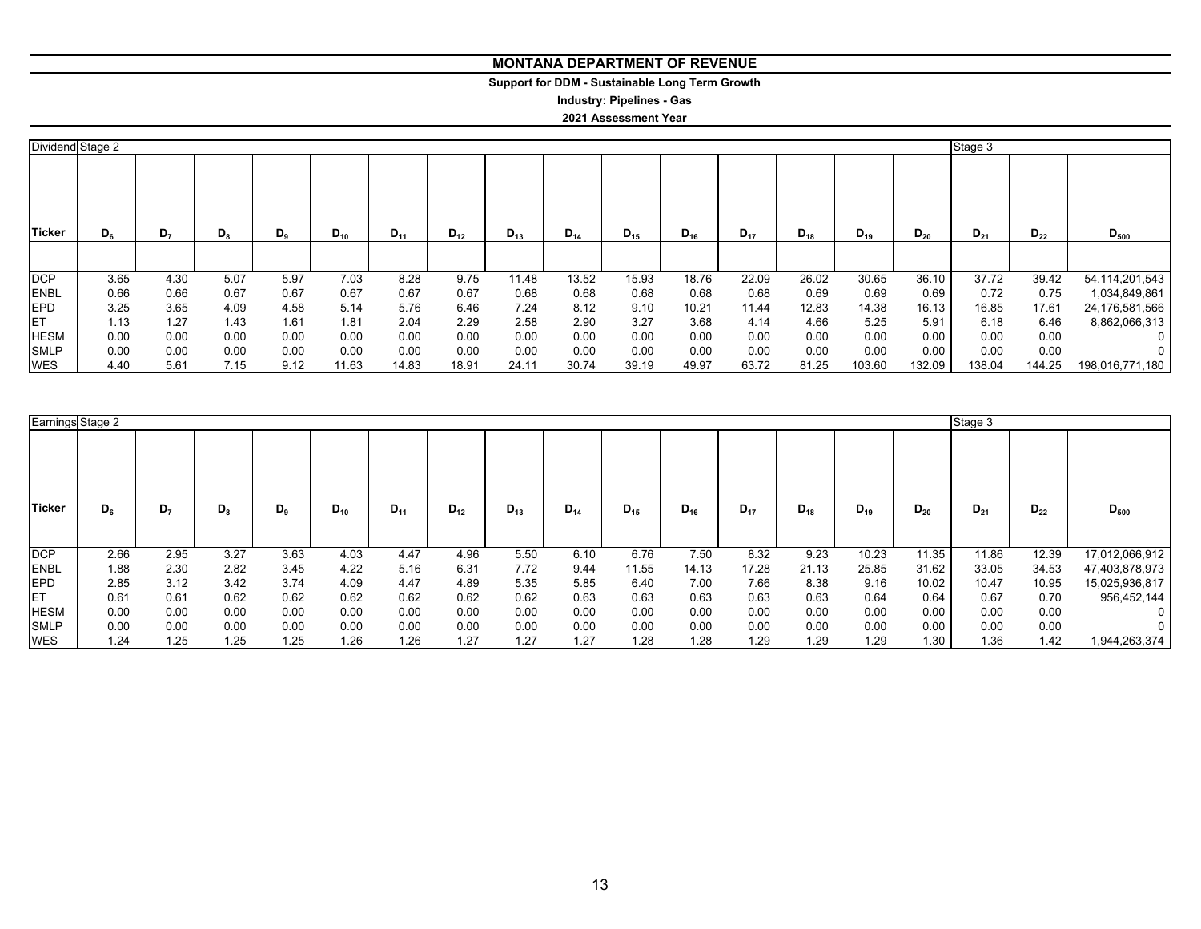# MONTANA DEPARTMENT OF REVENUE

**Support for DDM - Sustainable Long Term Growth**

**Industry: Pipelines - Gas**

**2021 Assessment Year**

| Dividend | Stage 2 | | | | | | | | | | | | | | | Stage 3 | | |
|---|---|---|---|---|---|---|---|---|---|---|---|---|---|---|---|---|---|---|
| Ticker | $D_6$ | $D_7$ | $D_8$ | $D_9$ | $D_{10}$ | $D_{11}$ | $D_{12}$ | $D_{13}$ | $D_{14}$ | $D_{15}$ | $D_{16}$ | $D_{17}$ | $D_{18}$ | $D_{19}$ | $D_{20}$ | $D_{21}$ | $D_{22}$ | $D_{500}$ |
| DCP | 3.65 | 4.30 | 5.07 | 5.97 | 7.03 | 8.28 | 9.75 | 11.48 | 13.52 | 15.93 | 18.76 | 22.09 | 26.02 | 30.65 | 36.10 | 37.72 | 39.42 | 54,114,201,543 |
| ENBL | 0.66 | 0.66 | 0.67 | 0.67 | 0.67 | 0.67 | 0.67 | 0.68 | 0.68 | 0.68 | 0.68 | 0.68 | 0.69 | 0.69 | 0.69 | 0.72 | 0.75 | 1,034,849,861 |
| EPD | 3.25 | 3.65 | 4.09 | 4.58 | 5.14 | 5.76 | 6.46 | 7.24 | 8.12 | 9.10 | 10.21 | 11.44 | 12.83 | 14.38 | 16.13 | 16.85 | 17.61 | 24,176,581,566 |
| ET | 1.13 | 1.27 | 1.43 | 1.61 | 1.81 | 2.04 | 2.29 | 2.58 | 2.90 | 3.27 | 3.68 | 4.14 | 4.66 | 5.25 | 5.91 | 6.18 | 6.46 | 8,862,066,313 |
| HESM | 0.00 | 0.00 | 0.00 | 0.00 | 0.00 | 0.00 | 0.00 | 0.00 | 0.00 | 0.00 | 0.00 | 0.00 | 0.00 | 0.00 | 0.00 | 0.00 | 0.00 | 0 |
| SMLP | 0.00 | 0.00 | 0.00 | 0.00 | 0.00 | 0.00 | 0.00 | 0.00 | 0.00 | 0.00 | 0.00 | 0.00 | 0.00 | 0.00 | 0.00 | 0.00 | 0.00 | 0 |
| WES | 4.40 | 5.61 | 7.15 | 9.12 | 11.63 | 14.83 | 18.91 | 24.11 | 30.74 | 39.19 | 49.97 | 63.72 | 81.25 | 103.60 | 132.09 | 138.04 | 144.25 | 198,016,771,180 |

| Earnings | Stage 2 | | | | | | | | | | | | | | | Stage 3 | | |
|---|---|---|---|---|---|---|---|---|---|---|---|---|---|---|---|---|---|---|
| Ticker | $D_6$ | $D_7$ | $D_8$ | $D_9$ | $D_{10}$ | $D_{11}$ | $D_{12}$ | $D_{13}$ | $D_{14}$ | $D_{15}$ | $D_{16}$ | $D_{17}$ | $D_{18}$ | $D_{19}$ | $D_{20}$ | $D_{21}$ | $D_{22}$ | $D_{500}$ |
| DCP | 2.66 | 2.95 | 3.27 | 3.63 | 4.03 | 4.47 | 4.96 | 5.50 | 6.10 | 6.76 | 7.50 | 8.32 | 9.23 | 10.23 | 11.35 | 11.86 | 12.39 | 17,012,066,912 |
| ENBL | 1.88 | 2.30 | 2.82 | 3.45 | 4.22 | 5.16 | 6.31 | 7.72 | 9.44 | 11.55 | 14.13 | 17.28 | 21.13 | 25.85 | 31.62 | 33.05 | 34.53 | 47,403,878,973 |
| EPD | 2.85 | 3.12 | 3.42 | 3.74 | 4.09 | 4.47 | 4.89 | 5.35 | 5.85 | 6.40 | 7.00 | 7.66 | 8.38 | 9.16 | 10.02 | 10.47 | 10.95 | 15,025,936,817 |
| ET | 0.61 | 0.61 | 0.62 | 0.62 | 0.62 | 0.62 | 0.62 | 0.62 | 0.63 | 0.63 | 0.63 | 0.63 | 0.63 | 0.64 | 0.64 | 0.67 | 0.70 | 956,452,144 |
| HESM | 0.00 | 0.00 | 0.00 | 0.00 | 0.00 | 0.00 | 0.00 | 0.00 | 0.00 | 0.00 | 0.00 | 0.00 | 0.00 | 0.00 | 0.00 | 0.00 | 0.00 | 0 |
| SMLP | 0.00 | 0.00 | 0.00 | 0.00 | 0.00 | 0.00 | 0.00 | 0.00 | 0.00 | 0.00 | 0.00 | 0.00 | 0.00 | 0.00 | 0.00 | 0.00 | 0.00 | 0 |
| WES | 1.24 | 1.25 | 1.25 | 1.25 | 1.26 | 1.26 | 1.27 | 1.27 | 1.27 | 1.28 | 1.28 | 1.29 | 1.29 | 1.29 | 1.30 | 1.36 | 1.42 | 1,944,263,374 |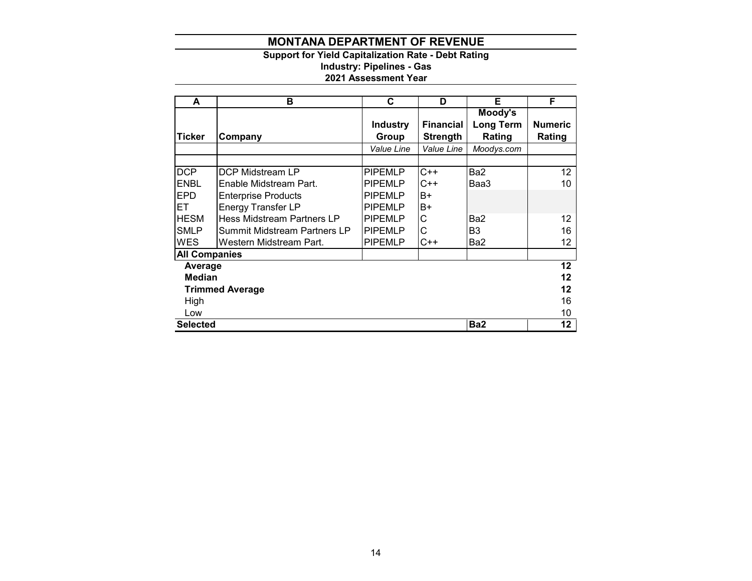# MONTANA DEPARTMENT OF REVENUE

**Support for Yield Capitalization Rate - Debt Rating**
**Industry: Pipelines - Gas**
**2021 Assessment Year**

| A | B | C | D | E | F |
|---|---|---|---|---|---|
| **Ticker** | **Company** | **Industry Group** | **Financial Strength** | **Moody's Long Term Rating** | **Numeric Rating** |
| | | *Value Line* | *Value Line* | *Moodys.com* | |
| | | | | | |
| DCP | DCP Midstream LP | PIPEMLP | C++ | Ba2 | 12 |
| ENBL | Enable Midstream Part. | PIPEMLP | C++ | Baa3 | 10 |
| EPD | Enterprise Products | PIPEMLP | B+ | | |
| ET | Energy Transfer LP | PIPEMLP | B+ | | |
| HESM | Hess Midstream Partners LP | PIPEMLP | C | Ba2 | 12 |
| SMLP | Summit Midstream Partners LP | PIPEMLP | C | B3 | 16 |
| WES | Western Midstream Part. | PIPEMLP | C++ | Ba2 | 12 |
| **All Companies** | | | | | |
| **Average** | | | | | **12** |
| **Median** | | | | | **12** |
| **Trimmed Average** | | | | | **12** |
| High | | | | | 16 |
| Low | | | | | 10 |
| **Selected** | | | | **Ba2** | **12** |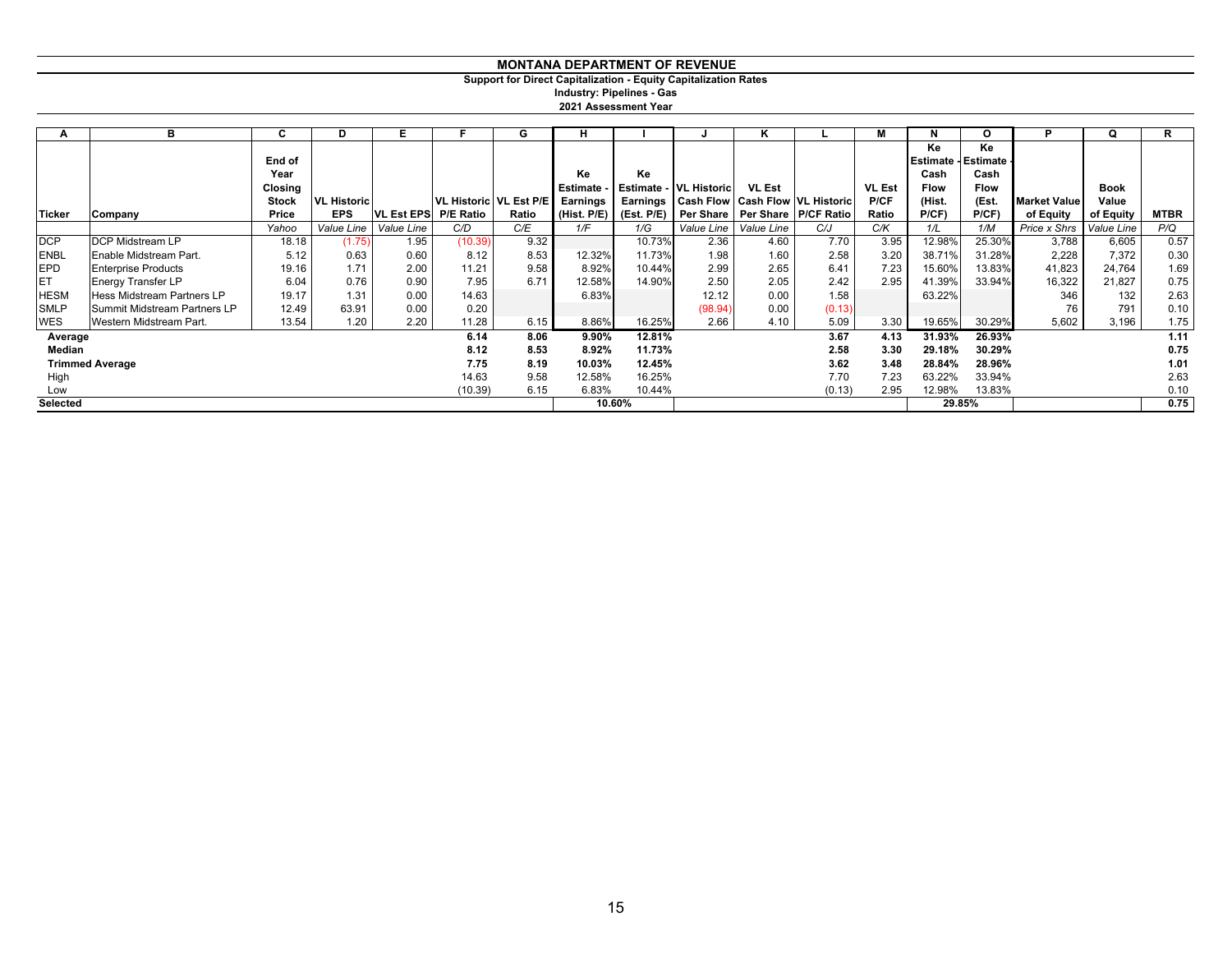# MONTANA DEPARTMENT OF REVENUE

**Support for Direct Capitalization - Equity Capitalization Rates**

**Industry: Pipelines - Gas**

**2021 Assessment Year**

| A | B | C | D | E | F | G | H | I | J | K | L | M | N | O | P | Q | R |
|---|---|---|---|---|---|---|---|---|---|---|---|---|---|---|---|---|---|
| Ticker | Company | End of Year Closing Stock Price | VL Historic EPS | VL Est EPS | VL Historic P/E Ratio | VL Est P/E Ratio | Ke Estimate - Earnings (Hist. P/E) | Ke Estimate - Earnings (Est. P/E) | VL Historic Cash Flow Per Share | VL Est Cash Flow Per Share | VL Historic P/CF Ratio | VL Est P/CF Ratio | Ke Estimate - Cash Flow (Hist. P/CF) | Ke Estimate - Cash Flow (Est. P/CF) | Market Value of Equity | Book Value of Equity | MTBR |
| | | *Yahoo* | *Value Line* | *Value Line* | *C/D* | *C/E* | *1/F* | *1/G* | *Value Line* | *Value Line* | *C/J* | *C/K* | *1/L* | *1/M* | *Price x Shrs* | *Value Line* | *P/Q* |
| DCP | DCP Midstream LP | 18.18 | (1.75) | 1.95 | (10.39) | 9.32 | | 10.73% | 2.36 | 4.60 | 7.70 | 3.95 | 12.98% | 25.30% | 3,788 | 6,605 | 0.57 |
| ENBL | Enable Midstream Part. | 5.12 | 0.63 | 0.60 | 8.12 | 8.53 | 12.32% | 11.73% | 1.98 | 1.60 | 2.58 | 3.20 | 38.71% | 31.28% | 2,228 | 7,372 | 0.30 |
| EPD | Enterprise Products | 19.16 | 1.71 | 2.00 | 11.21 | 9.58 | 8.92% | 10.44% | 2.99 | 2.65 | 6.41 | 7.23 | 15.60% | 13.83% | 41,823 | 24,764 | 1.69 |
| ET | Energy Transfer LP | 6.04 | 0.76 | 0.90 | 7.95 | 6.71 | 12.58% | 14.90% | 2.50 | 2.05 | 2.42 | 2.95 | 41.39% | 33.94% | 16,322 | 21,827 | 0.75 |
| HESM | Hess Midstream Partners LP | 19.17 | 1.31 | 0.00 | 14.63 | | 6.83% | | 12.12 | 0.00 | 1.58 | | 63.22% | | 346 | 132 | 2.63 |
| SMLP | Summit Midstream Partners LP | 12.49 | 63.91 | 0.00 | 0.20 | | | | (98.94) | 0.00 | (0.13) | | | | 76 | 791 | 0.10 |
| WES | Western Midstream Part. | 13.54 | 1.20 | 2.20 | 11.28 | 6.15 | 8.86% | 16.25% | 2.66 | 4.10 | 5.09 | 3.30 | 19.65% | 30.29% | 5,602 | 3,196 | 1.75 |
| **Average** | | | | | **6.14** | **8.06** | **9.90%** | **12.81%** | | | **3.67** | **4.13** | **31.93%** | **26.93%** | | | **1.11** |
| **Median** | | | | | **8.12** | **8.53** | **8.92%** | **11.73%** | | | **2.58** | **3.30** | **29.18%** | **30.29%** | | | **0.75** |
| **Trimmed Average** | | | | | **7.75** | **8.19** | **10.03%** | **12.45%** | | | **3.62** | **3.48** | **28.84%** | **28.96%** | | | **1.01** |
| High | | | | | 14.63 | 9.58 | 12.58% | 16.25% | | | 7.70 | 7.23 | 63.22% | 33.94% | | | 2.63 |
| Low | | | | | (10.39) | 6.15 | 6.83% | 10.44% | | | (0.13) | 2.95 | 12.98% | 13.83% | | | 0.10 |
| **Selected** | | | | | | | **10.60%** | | | | | | **29.85%** | | | | **0.75** |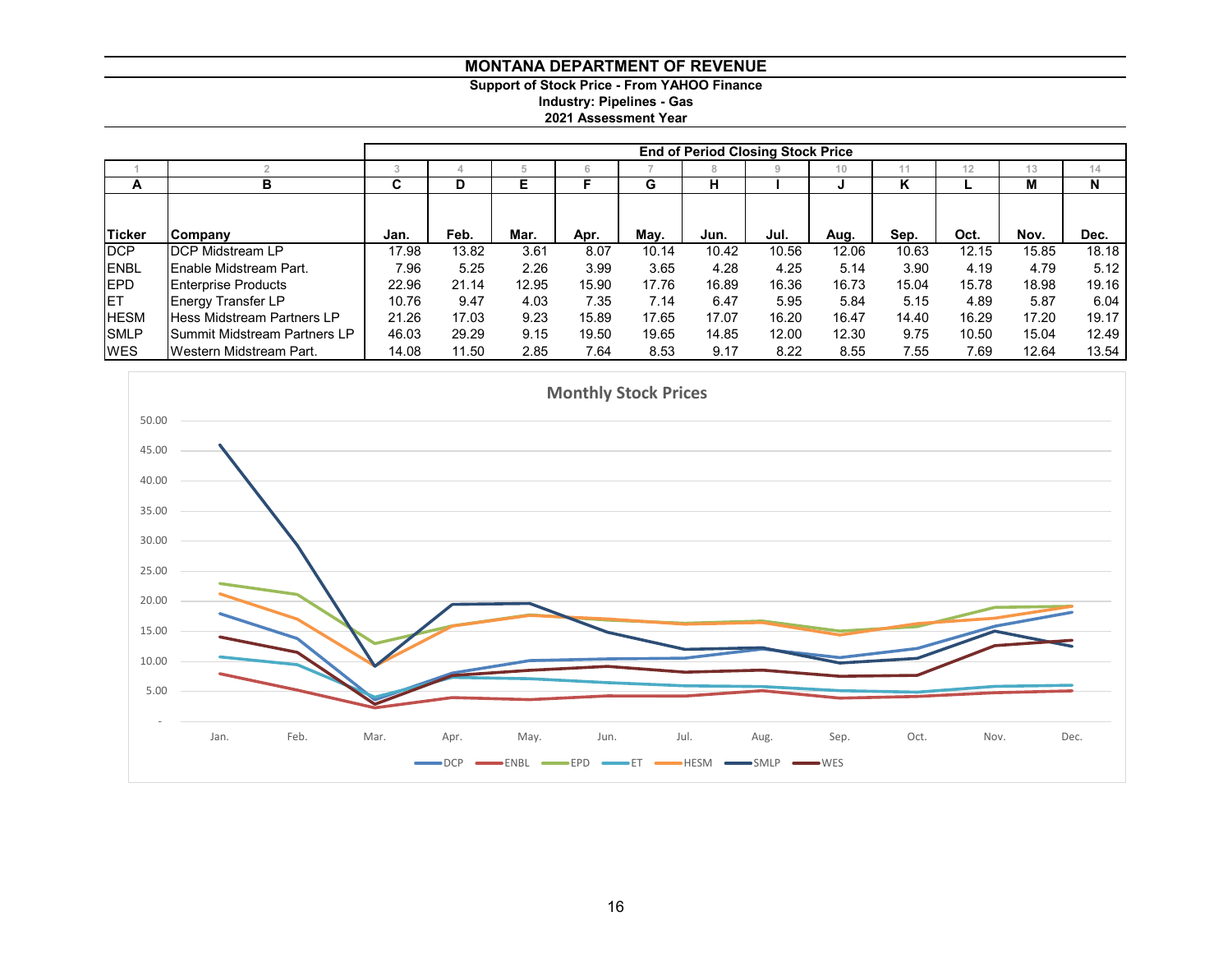# MONTANA DEPARTMENT OF REVENUE

**Support of Stock Price - From YAHOO Finance**
**Industry: Pipelines - Gas**
**2021 Assessment Year**

| | | End of Period Closing Stock Price | | | | | | | | | | | |
|---|---|---|---|---|---|---|---|---|---|---|---|---|---|
| 1 | 2 | 3 | 4 | 5 | 6 | 7 | 8 | 9 | 10 | 11 | 12 | 13 | 14 |
| A | B | C | D | E | F | G | H | I | J | K | L | M | N |
| Ticker | Company | Jan. | Feb. | Mar. | Apr. | May. | Jun. | Jul. | Aug. | Sep. | Oct. | Nov. | Dec. |
| DCP | DCP Midstream LP | 17.98 | 13.82 | 3.61 | 8.07 | 10.14 | 10.42 | 10.56 | 12.06 | 10.63 | 12.15 | 15.85 | 18.18 |
| ENBL | Enable Midstream Part. | 7.96 | 5.25 | 2.26 | 3.99 | 3.65 | 4.28 | 4.25 | 5.14 | 3.90 | 4.19 | 4.79 | 5.12 |
| EPD | Enterprise Products | 22.96 | 21.14 | 12.95 | 15.90 | 17.76 | 16.89 | 16.36 | 16.73 | 15.04 | 15.78 | 18.98 | 19.16 |
| ET | Energy Transfer LP | 10.76 | 9.47 | 4.03 | 7.35 | 7.14 | 6.47 | 5.95 | 5.84 | 5.15 | 4.89 | 5.87 | 6.04 |
| HESM | Hess Midstream Partners LP | 21.26 | 17.03 | 9.23 | 15.89 | 17.65 | 17.07 | 16.20 | 16.47 | 14.40 | 16.29 | 17.20 | 19.17 |
| SMLP | Summit Midstream Partners LP | 46.03 | 29.29 | 9.15 | 19.50 | 19.65 | 14.85 | 12.00 | 12.30 | 9.75 | 10.50 | 15.04 | 12.49 |
| WES | Western Midstream Part. | 14.08 | 11.50 | 2.85 | 7.64 | 8.53 | 9.17 | 8.22 | 8.55 | 7.55 | 7.69 | 12.64 | 13.54 |

Monthly Stock Prices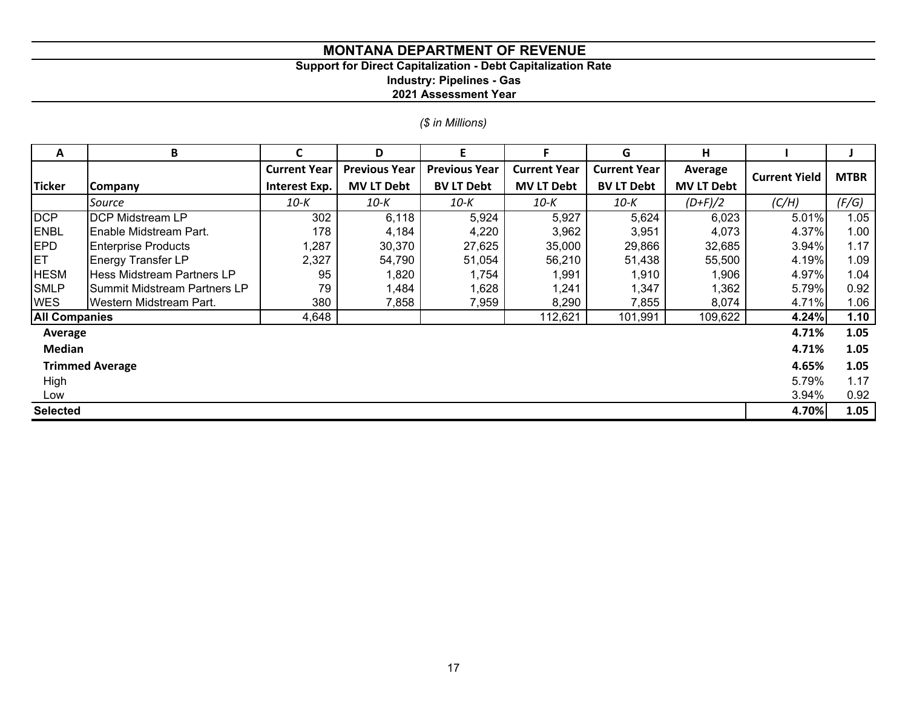# MONTANA DEPARTMENT OF REVENUE

## Support for Direct Capitalization - Debt Capitalization Rate

### Industry: Pipelines - Gas

### 2021 Assessment Year

*($ in Millions)*

| A | B | C | D | E | F | G | H | I | J |
|---|---|---|---|---|---|---|---|---|---|
| **Ticker** | **Company** | **Current Year Interest Exp.** | **Previous Year MV LT Debt** | **Previous Year BV LT Debt** | **Current Year MV LT Debt** | **Current Year BV LT Debt** | **Average MV LT Debt** | **Current Yield** | **MTBR** |
| | *Source* | *10-K* | *10-K* | *10-K* | *10-K* | *10-K* | *(D+F)/2* | *(C/H)* | *(F/G)* |
| DCP | DCP Midstream LP | 302 | 6,118 | 5,924 | 5,927 | 5,624 | 6,023 | 5.01% | 1.05 |
| ENBL | Enable Midstream Part. | 178 | 4,184 | 4,220 | 3,962 | 3,951 | 4,073 | 4.37% | 1.00 |
| EPD | Enterprise Products | 1,287 | 30,370 | 27,625 | 35,000 | 29,866 | 32,685 | 3.94% | 1.17 |
| ET | Energy Transfer LP | 2,327 | 54,790 | 51,054 | 56,210 | 51,438 | 55,500 | 4.19% | 1.09 |
| HESM | Hess Midstream Partners LP | 95 | 1,820 | 1,754 | 1,991 | 1,910 | 1,906 | 4.97% | 1.04 |
| SMLP | Summit Midstream Partners LP | 79 | 1,484 | 1,628 | 1,241 | 1,347 | 1,362 | 5.79% | 0.92 |
| WES | Western Midstream Part. | 380 | 7,858 | 7,959 | 8,290 | 7,855 | 8,074 | 4.71% | 1.06 |
| **All Companies** | | 4,648 | | | 112,621 | 101,991 | 109,622 | **4.24%** | **1.10** |
| **Average** | | | | | | | | **4.71%** | **1.05** |
| **Median** | | | | | | | | **4.71%** | **1.05** |
| **Trimmed Average** | | | | | | | | **4.65%** | **1.05** |
| High | | | | | | | | 5.79% | 1.17 |
| Low | | | | | | | | 3.94% | 0.92 |
| **Selected** | | | | | | | | **4.70%** | **1.05** |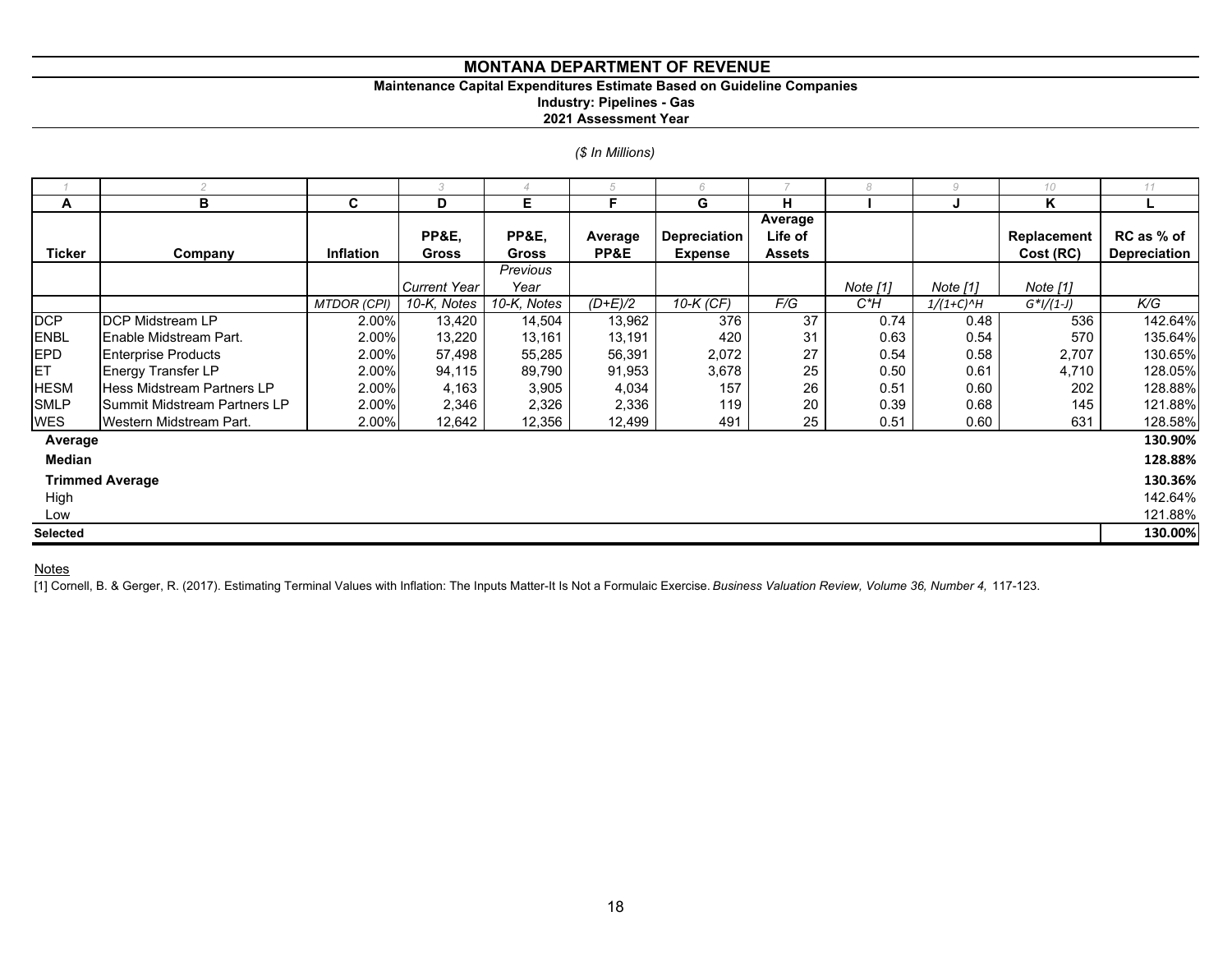# MONTANA DEPARTMENT OF REVENUE

## Maintenance Capital Expenditures Estimate Based on Guideline Companies

### Industry: Pipelines - Gas

### 2021 Assessment Year

*($ In Millions)*

| *1* | *2* | | *3* | *4* | *5* | *6* | *7* | *8* | *9* | *10* | *11* |
|---|---|---|---|---|---|---|---|---|---|---|---|
| **A** | **B** | **C** | **D** | **E** | **F** | **G** | **H** | **I** | **J** | **K** | **L** |
| **Ticker** | **Company** | **Inflation** | **PP&E, Gross** | **PP&E, Gross** | **Average PP&E** | **Depreciation Expense** | **Average Life of Assets** | | | **Replacement Cost (RC)** | **RC as % of Depreciation** |
| | | | *Current Year* | *Previous Year* | | | | *Note [1]* | *Note [1]* | *Note [1]* | |
| | | *MTDOR (CPI)* | *10-K, Notes* | *10-K, Notes* | *(D+E)/2* | *10-K (CF)* | *F/G* | *C\*H* | *1/(1+C)^H* | *G\*I/(1-J)* | *K/G* |
| DCP | DCP Midstream LP | 2.00% | 13,420 | 14,504 | 13,962 | 376 | 37 | 0.74 | 0.48 | 536 | 142.64% |
| ENBL | Enable Midstream Part. | 2.00% | 13,220 | 13,161 | 13,191 | 420 | 31 | 0.63 | 0.54 | 570 | 135.64% |
| EPD | Enterprise Products | 2.00% | 57,498 | 55,285 | 56,391 | 2,072 | 27 | 0.54 | 0.58 | 2,707 | 130.65% |
| ET | Energy Transfer LP | 2.00% | 94,115 | 89,790 | 91,953 | 3,678 | 25 | 0.50 | 0.61 | 4,710 | 128.05% |
| HESM | Hess Midstream Partners LP | 2.00% | 4,163 | 3,905 | 4,034 | 157 | 26 | 0.51 | 0.60 | 202 | 128.88% |
| SMLP | Summit Midstream Partners LP | 2.00% | 2,346 | 2,326 | 2,336 | 119 | 20 | 0.39 | 0.68 | 145 | 121.88% |
| WES | Western Midstream Part. | 2.00% | 12,642 | 12,356 | 12,499 | 491 | 25 | 0.51 | 0.60 | 631 | 128.58% |
| **Average** | | | | | | | | | | | **130.90%** |
| **Median** | | | | | | | | | | | **128.88%** |
| **Trimmed Average** | | | | | | | | | | | **130.36%** |
| High | | | | | | | | | | | 142.64% |
| Low | | | | | | | | | | | 121.88% |
| **Selected** | | | | | | | | | | | **130.00%** |

Notes

[1] Cornell, B. & Gerger, R. (2017). Estimating Terminal Values with Inflation: The Inputs Matter-It Is Not a Formulaic Exercise. *Business Valuation Review, Volume 36, Number 4,* 117-123.